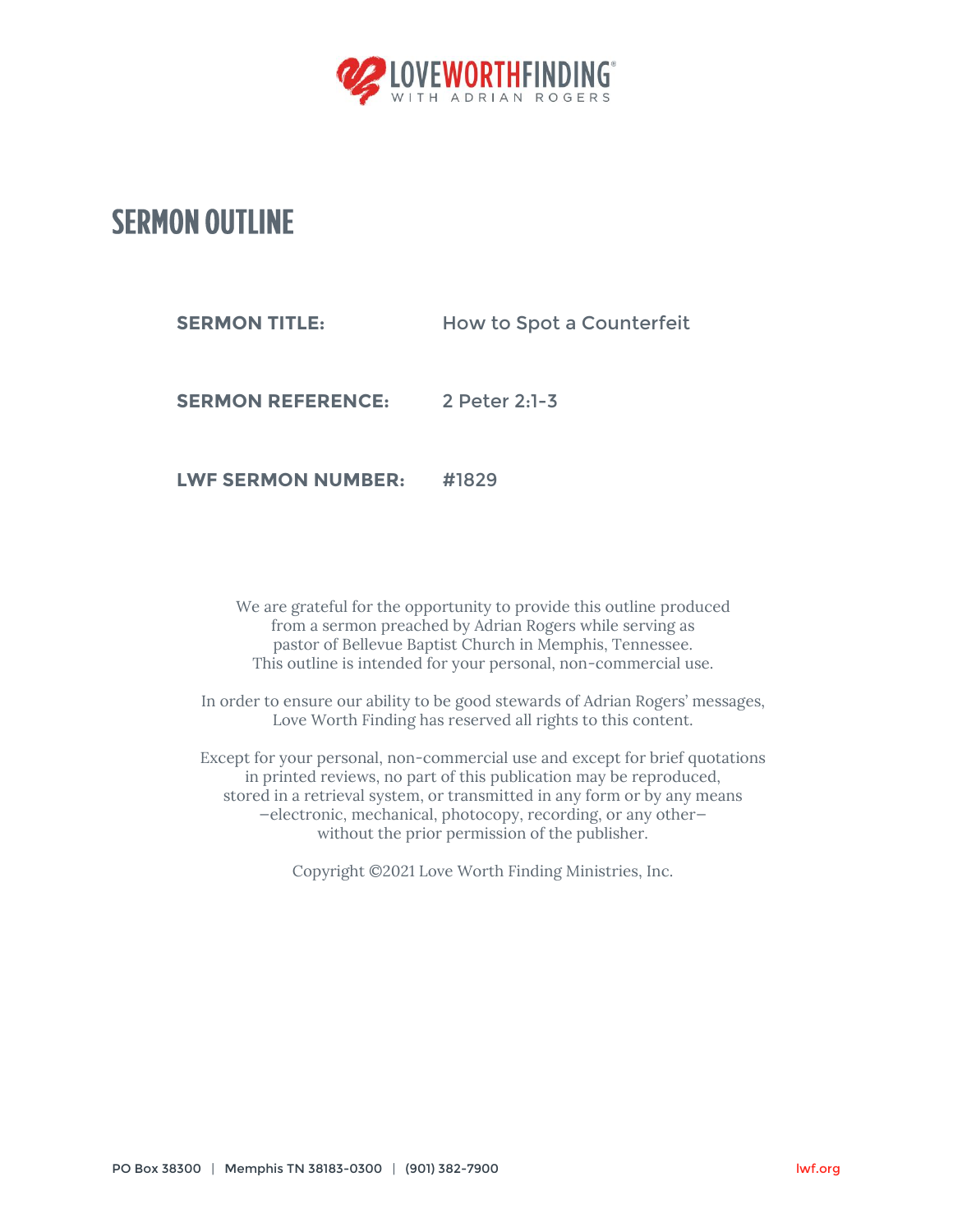LOVEWORTHFINDING®
WITH ADRIAN ROGERS

# SERMON OUTLINE

**SERMON TITLE:** How to Spot a Counterfeit

**SERMON REFERENCE:** 2 Peter 2:1-3

**LWF SERMON NUMBER:** #1829

We are grateful for the opportunity to provide this outline produced from a sermon preached by Adrian Rogers while serving as pastor of Bellevue Baptist Church in Memphis, Tennessee. This outline is intended for your personal, non-commercial use.

In order to ensure our ability to be good stewards of Adrian Rogers' messages, Love Worth Finding has reserved all rights to this content.

Except for your personal, non-commercial use and except for brief quotations in printed reviews, no part of this publication may be reproduced, stored in a retrieval system, or transmitted in any form or by any means —electronic, mechanical, photocopy, recording, or any other— without the prior permission of the publisher.

Copyright ©2021 Love Worth Finding Ministries, Inc.

PO Box 38300 | Memphis TN 38183-0300 | (901) 382-7900 lwf.org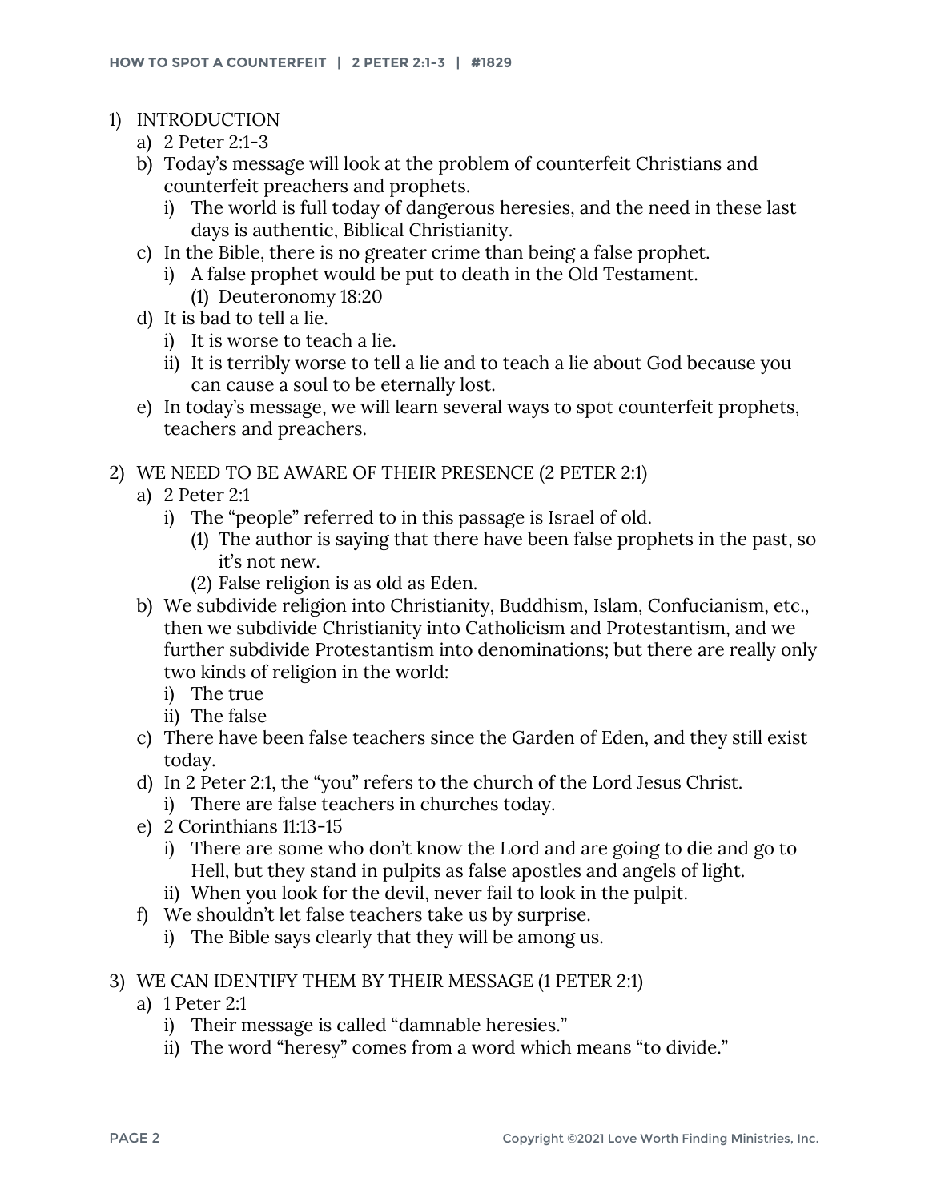1) INTRODUCTION
   a) 2 Peter 2:1-3
   b) Today's message will look at the problem of counterfeit Christians and counterfeit preachers and prophets.
      i) The world is full today of dangerous heresies, and the need in these last days is authentic, Biblical Christianity.
   c) In the Bible, there is no greater crime than being a false prophet.
      i) A false prophet would be put to death in the Old Testament.
         (1) Deuteronomy 18:20
   d) It is bad to tell a lie.
      i) It is worse to teach a lie.
      ii) It is terribly worse to tell a lie and to teach a lie about God because you can cause a soul to be eternally lost.
   e) In today's message, we will learn several ways to spot counterfeit prophets, teachers and preachers.

2) WE NEED TO BE AWARE OF THEIR PRESENCE (2 PETER 2:1)
   a) 2 Peter 2:1
      i) The "people" referred to in this passage is Israel of old.
         (1) The author is saying that there have been false prophets in the past, so it's not new.
         (2) False religion is as old as Eden.
   b) We subdivide religion into Christianity, Buddhism, Islam, Confucianism, etc., then we subdivide Christianity into Catholicism and Protestantism, and we further subdivide Protestantism into denominations; but there are really only two kinds of religion in the world:
      i) The true
      ii) The false
   c) There have been false teachers since the Garden of Eden, and they still exist today.
   d) In 2 Peter 2:1, the "you" refers to the church of the Lord Jesus Christ.
      i) There are false teachers in churches today.
   e) 2 Corinthians 11:13-15
      i) There are some who don't know the Lord and are going to die and go to Hell, but they stand in pulpits as false apostles and angels of light.
      ii) When you look for the devil, never fail to look in the pulpit.
   f) We shouldn't let false teachers take us by surprise.
      i) The Bible says clearly that they will be among us.

3) WE CAN IDENTIFY THEM BY THEIR MESSAGE (1 PETER 2:1)
   a) 1 Peter 2:1
      i) Their message is called "damnable heresies."
      ii) The word "heresy" comes from a word which means "to divide."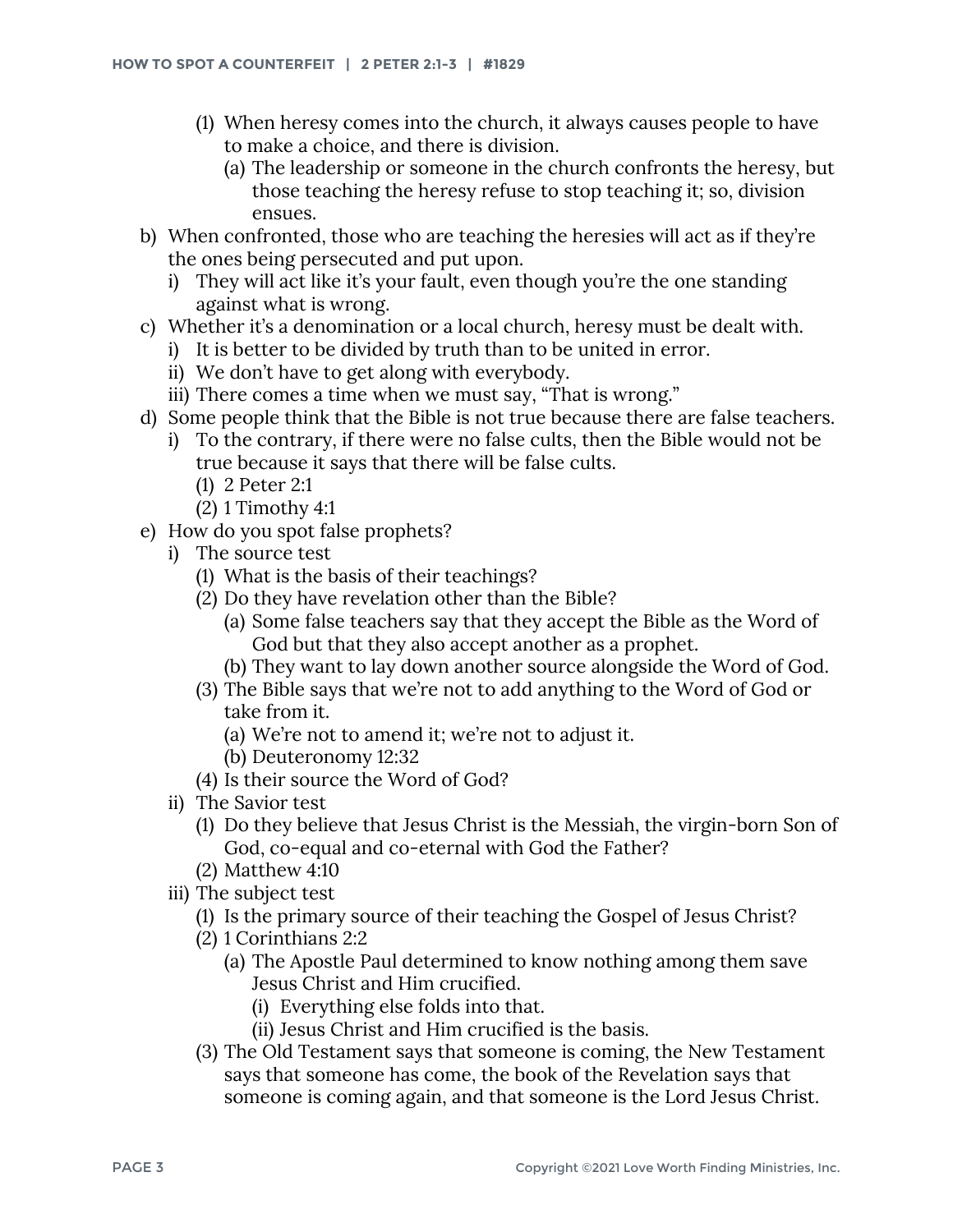- (1) When heresy comes into the church, it always causes people to have to make a choice, and there is division.
  - (a) The leadership or someone in the church confronts the heresy, but those teaching the heresy refuse to stop teaching it; so, division ensues.

b) When confronted, those who are teaching the heresies will act as if they're the ones being persecuted and put upon.
  - i) They will act like it's your fault, even though you're the one standing against what is wrong.

c) Whether it's a denomination or a local church, heresy must be dealt with.
  - i) It is better to be divided by truth than to be united in error.
  - ii) We don't have to get along with everybody.
  - iii) There comes a time when we must say, "That is wrong."

d) Some people think that the Bible is not true because there are false teachers.
  - i) To the contrary, if there were no false cults, then the Bible would not be true because it says that there will be false cults.
    - (1) 2 Peter 2:1
    - (2) 1 Timothy 4:1

e) How do you spot false prophets?
  - i) The source test
    - (1) What is the basis of their teachings?
    - (2) Do they have revelation other than the Bible?
      - (a) Some false teachers say that they accept the Bible as the Word of God but that they also accept another as a prophet.
      - (b) They want to lay down another source alongside the Word of God.
    - (3) The Bible says that we're not to add anything to the Word of God or take from it.
      - (a) We're not to amend it; we're not to adjust it.
      - (b) Deuteronomy 12:32
    - (4) Is their source the Word of God?
  - ii) The Savior test
    - (1) Do they believe that Jesus Christ is the Messiah, the virgin-born Son of God, co-equal and co-eternal with God the Father?
    - (2) Matthew 4:10
  - iii) The subject test
    - (1) Is the primary source of their teaching the Gospel of Jesus Christ?
    - (2) 1 Corinthians 2:2
      - (a) The Apostle Paul determined to know nothing among them save Jesus Christ and Him crucified.
        - (i) Everything else folds into that.
        - (ii) Jesus Christ and Him crucified is the basis.
    - (3) The Old Testament says that someone is coming, the New Testament says that someone has come, the book of the Revelation says that someone is coming again, and that someone is the Lord Jesus Christ.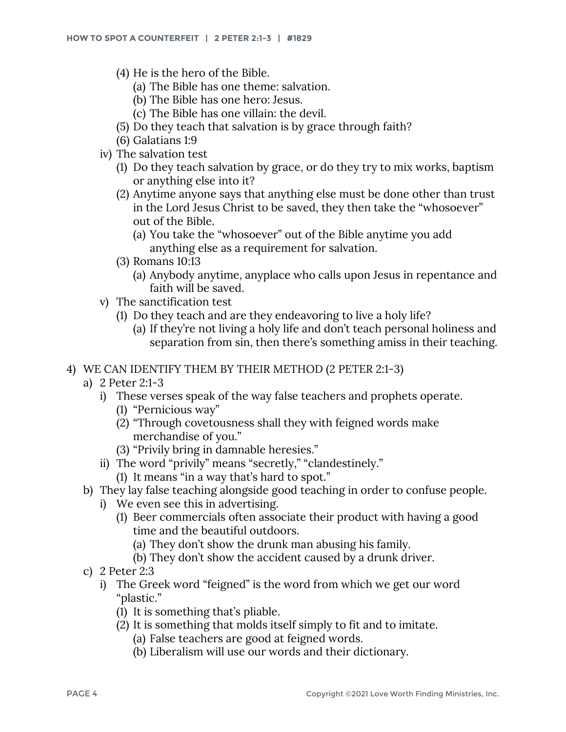- (4) He is the hero of the Bible.
  - (a) The Bible has one theme: salvation.
  - (b) The Bible has one hero: Jesus.
  - (c) The Bible has one villain: the devil.
- (5) Do they teach that salvation is by grace through faith?
- (6) Galatians 1:9

iv) The salvation test

- (1) Do they teach salvation by grace, or do they try to mix works, baptism or anything else into it?
- (2) Anytime anyone says that anything else must be done other than trust in the Lord Jesus Christ to be saved, they then take the "whosoever" out of the Bible.
  - (a) You take the "whosoever" out of the Bible anytime you add anything else as a requirement for salvation.
- (3) Romans 10:13
  - (a) Anybody anytime, anyplace who calls upon Jesus in repentance and faith will be saved.

v) The sanctification test

- (1) Do they teach and are they endeavoring to live a holy life?
  - (a) If they're not living a holy life and don't teach personal holiness and separation from sin, then there's something amiss in their teaching.

4) WE CAN IDENTIFY THEM BY THEIR METHOD (2 PETER 2:1-3)

a) 2 Peter 2:1-3

- i) These verses speak of the way false teachers and prophets operate.
  - (1) "Pernicious way"
  - (2) "Through covetousness shall they with feigned words make merchandise of you."
  - (3) "Privily bring in damnable heresies."
- ii) The word "privily" means "secretly," "clandestinely."
  - (1) It means "in a way that's hard to spot."

b) They lay false teaching alongside good teaching in order to confuse people.

- i) We even see this in advertising.
  - (1) Beer commercials often associate their product with having a good time and the beautiful outdoors.
    - (a) They don't show the drunk man abusing his family.
    - (b) They don't show the accident caused by a drunk driver.

c) 2 Peter 2:3

- i) The Greek word "feigned" is the word from which we get our word "plastic."
  - (1) It is something that's pliable.
  - (2) It is something that molds itself simply to fit and to imitate.
    - (a) False teachers are good at feigned words.
    - (b) Liberalism will use our words and their dictionary.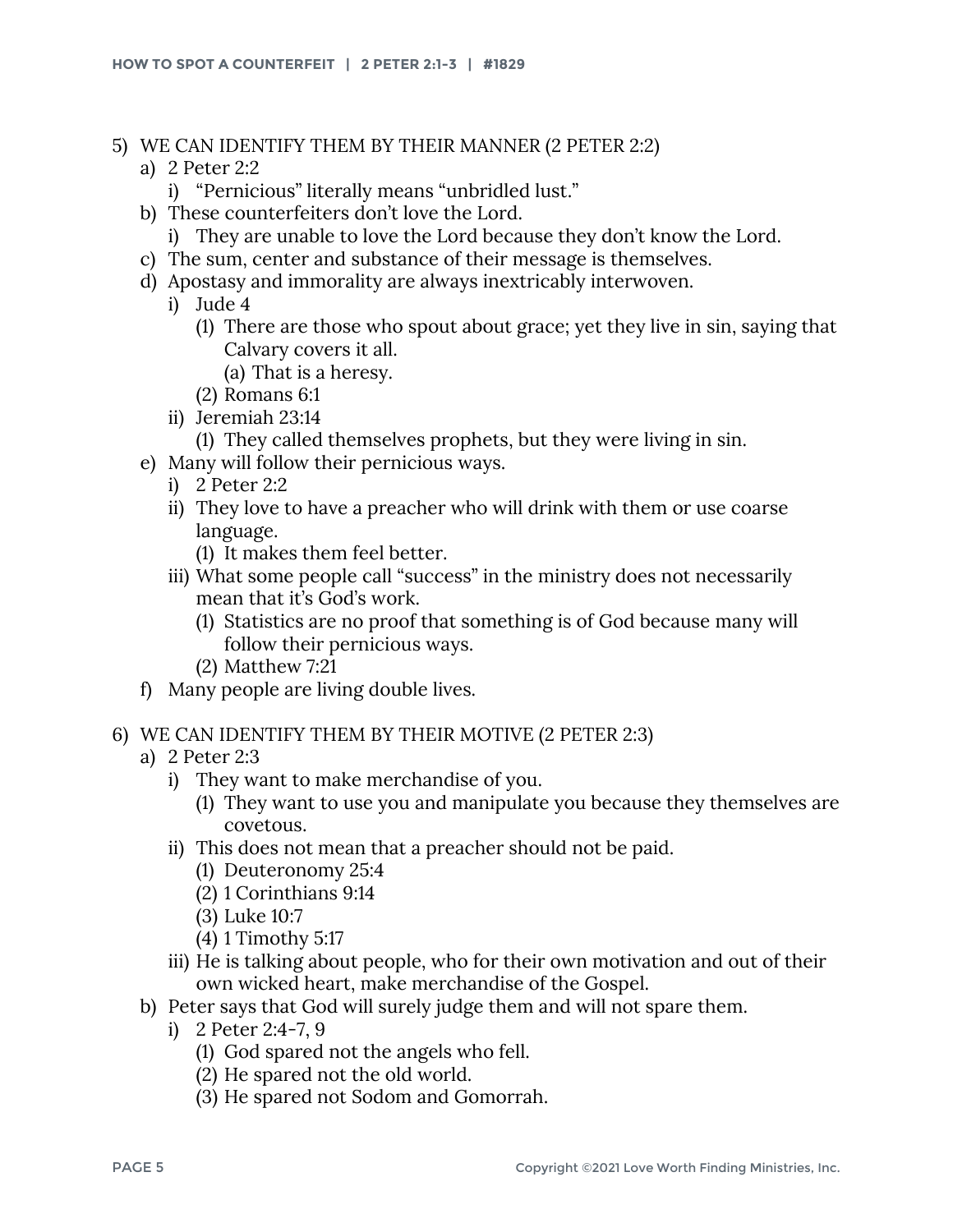5) WE CAN IDENTIFY THEM BY THEIR MANNER (2 PETER 2:2)
   a) 2 Peter 2:2
      i) "Pernicious" literally means "unbridled lust."
   b) These counterfeiters don't love the Lord.
      i) They are unable to love the Lord because they don't know the Lord.
   c) The sum, center and substance of their message is themselves.
   d) Apostasy and immorality are always inextricably interwoven.
      i) Jude 4
         (1) There are those who spout about grace; yet they live in sin, saying that Calvary covers it all.
            (a) That is a heresy.
         (2) Romans 6:1
      ii) Jeremiah 23:14
         (1) They called themselves prophets, but they were living in sin.
   e) Many will follow their pernicious ways.
      i) 2 Peter 2:2
      ii) They love to have a preacher who will drink with them or use coarse language.
         (1) It makes them feel better.
      iii) What some people call "success" in the ministry does not necessarily mean that it's God's work.
         (1) Statistics are no proof that something is of God because many will follow their pernicious ways.
         (2) Matthew 7:21
   f) Many people are living double lives.

6) WE CAN IDENTIFY THEM BY THEIR MOTIVE (2 PETER 2:3)
   a) 2 Peter 2:3
      i) They want to make merchandise of you.
         (1) They want to use you and manipulate you because they themselves are covetous.
      ii) This does not mean that a preacher should not be paid.
         (1) Deuteronomy 25:4
         (2) 1 Corinthians 9:14
         (3) Luke 10:7
         (4) 1 Timothy 5:17
      iii) He is talking about people, who for their own motivation and out of their own wicked heart, make merchandise of the Gospel.
   b) Peter says that God will surely judge them and will not spare them.
      i) 2 Peter 2:4-7, 9
         (1) God spared not the angels who fell.
         (2) He spared not the old world.
         (3) He spared not Sodom and Gomorrah.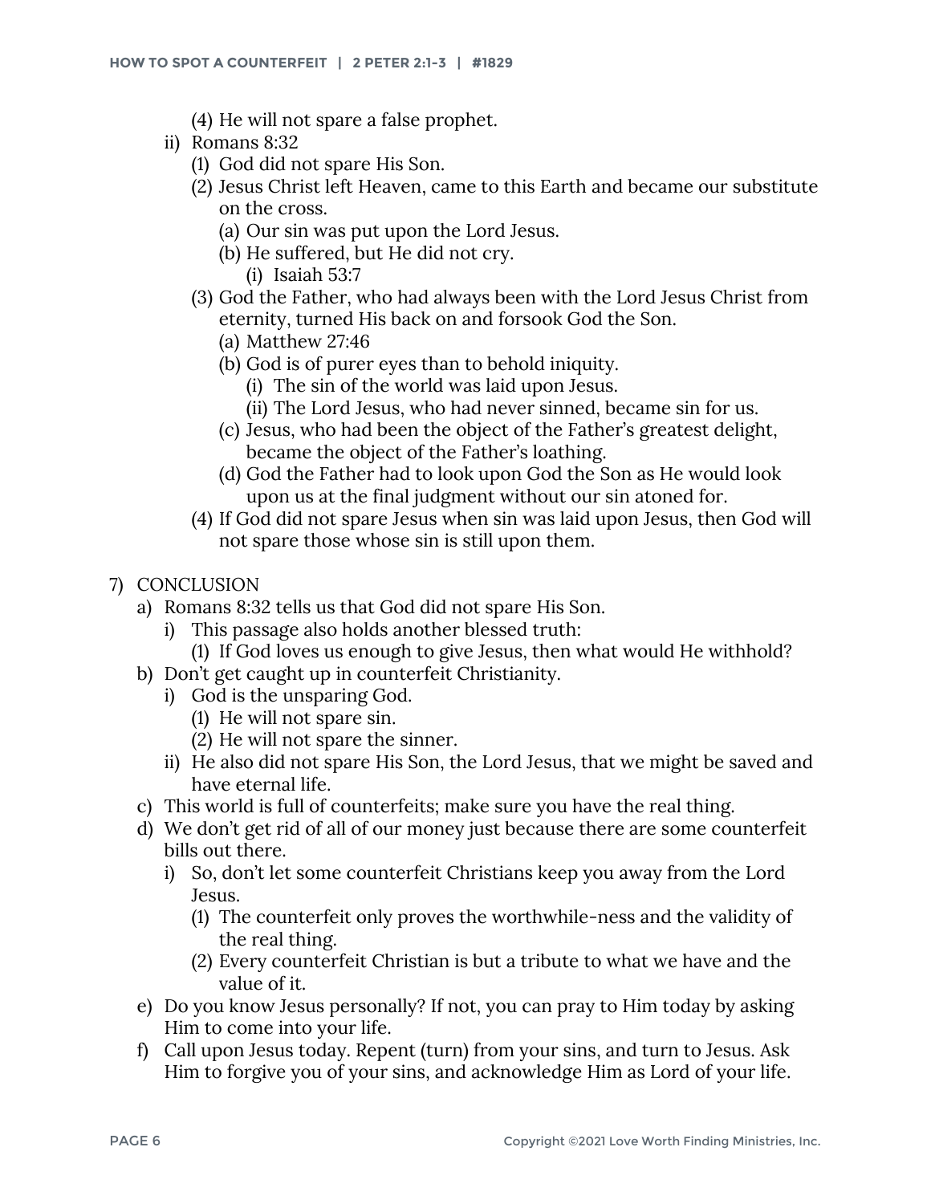(4) He will not spare a false prophet.
   - ii) Romans 8:32
     - (1) God did not spare His Son.
     - (2) Jesus Christ left Heaven, came to this Earth and became our substitute on the cross.
       - (a) Our sin was put upon the Lord Jesus.
       - (b) He suffered, but He did not cry.
         - (i) Isaiah 53:7
     - (3) God the Father, who had always been with the Lord Jesus Christ from eternity, turned His back on and forsook God the Son.
       - (a) Matthew 27:46
       - (b) God is of purer eyes than to behold iniquity.
         - (i) The sin of the world was laid upon Jesus.
         - (ii) The Lord Jesus, who had never sinned, became sin for us.
       - (c) Jesus, who had been the object of the Father's greatest delight, became the object of the Father's loathing.
       - (d) God the Father had to look upon God the Son as He would look upon us at the final judgment without our sin atoned for.
     - (4) If God did not spare Jesus when sin was laid upon Jesus, then God will not spare those whose sin is still upon them.

7) CONCLUSION
   - a) Romans 8:32 tells us that God did not spare His Son.
     - i) This passage also holds another blessed truth:
       - (1) If God loves us enough to give Jesus, then what would He withhold?
   - b) Don't get caught up in counterfeit Christianity.
     - i) God is the unsparing God.
       - (1) He will not spare sin.
       - (2) He will not spare the sinner.
     - ii) He also did not spare His Son, the Lord Jesus, that we might be saved and have eternal life.
   - c) This world is full of counterfeits; make sure you have the real thing.
   - d) We don't get rid of all of our money just because there are some counterfeit bills out there.
     - i) So, don't let some counterfeit Christians keep you away from the Lord Jesus.
       - (1) The counterfeit only proves the worthwhile-ness and the validity of the real thing.
       - (2) Every counterfeit Christian is but a tribute to what we have and the value of it.
   - e) Do you know Jesus personally? If not, you can pray to Him today by asking Him to come into your life.
   - f) Call upon Jesus today. Repent (turn) from your sins, and turn to Jesus. Ask Him to forgive you of your sins, and acknowledge Him as Lord of your life.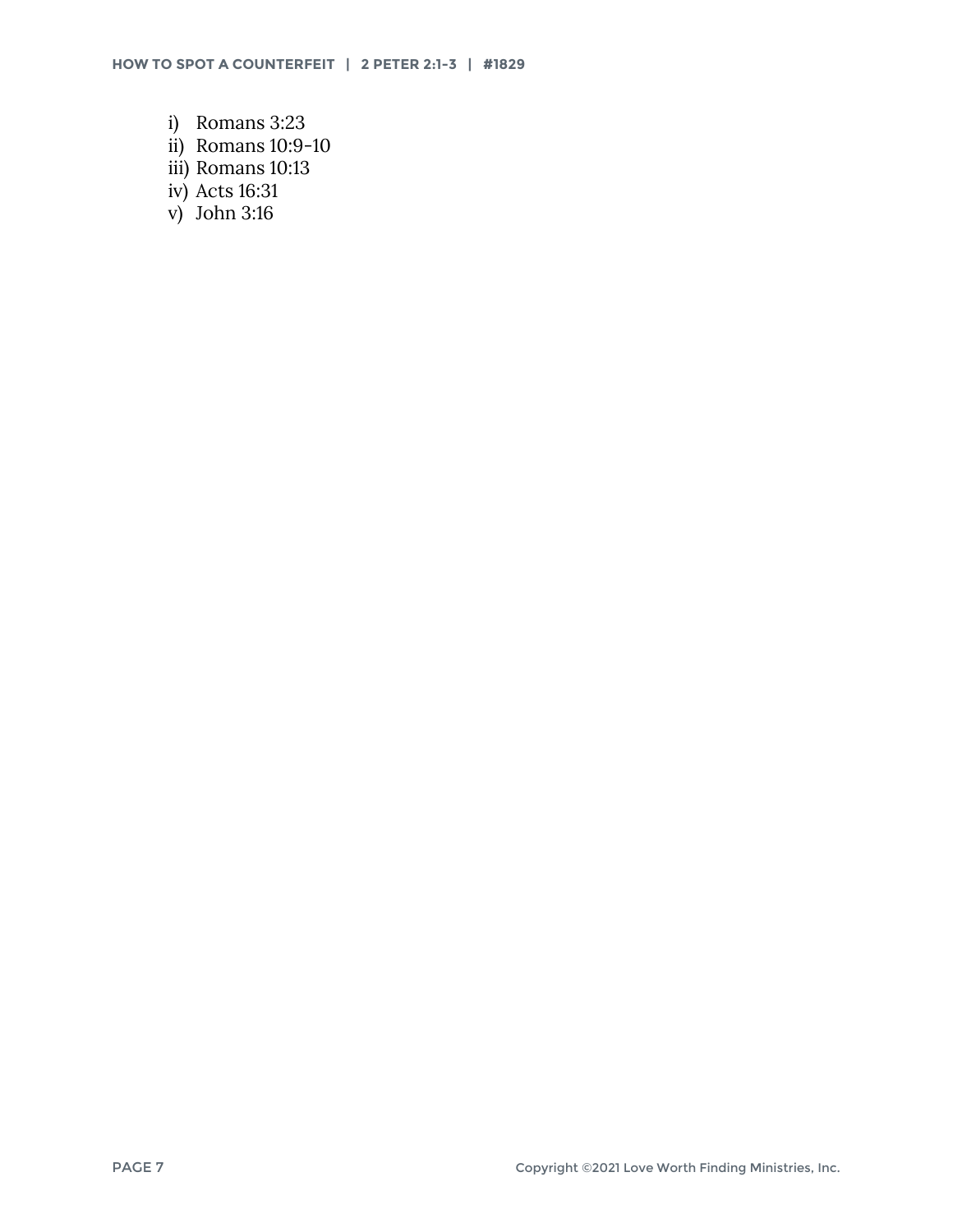i) Romans 3:23
ii) Romans 10:9-10
iii) Romans 10:13
iv) Acts 16:31
v) John 3:16